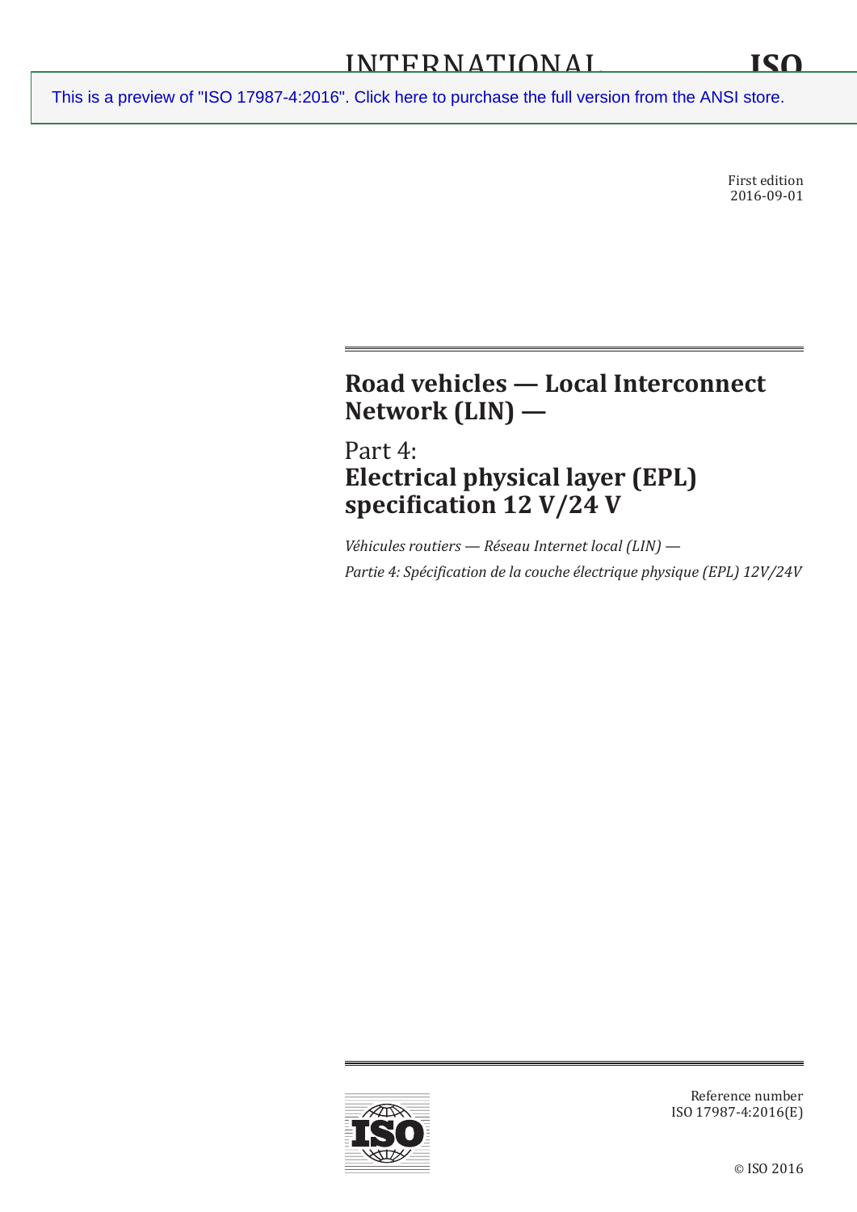INTERNATIONAL STANDARD

ISO 17987-4

This is a preview of "ISO 17987-4:2016". Click here to purchase the full version from the ANSI store.

First edition
2016-09-01

# Road vehicles — Local Interconnect Network (LIN) —

## Part 4:
## Electrical physical layer (EPL) specification 12 V/24 V

*Véhicules routiers — Réseau Internet local (LIN) —*

*Partie 4: Spécification de la couche électrique physique (EPL) 12V/24V*

Reference number
ISO 17987-4:2016(E)

© ISO 2016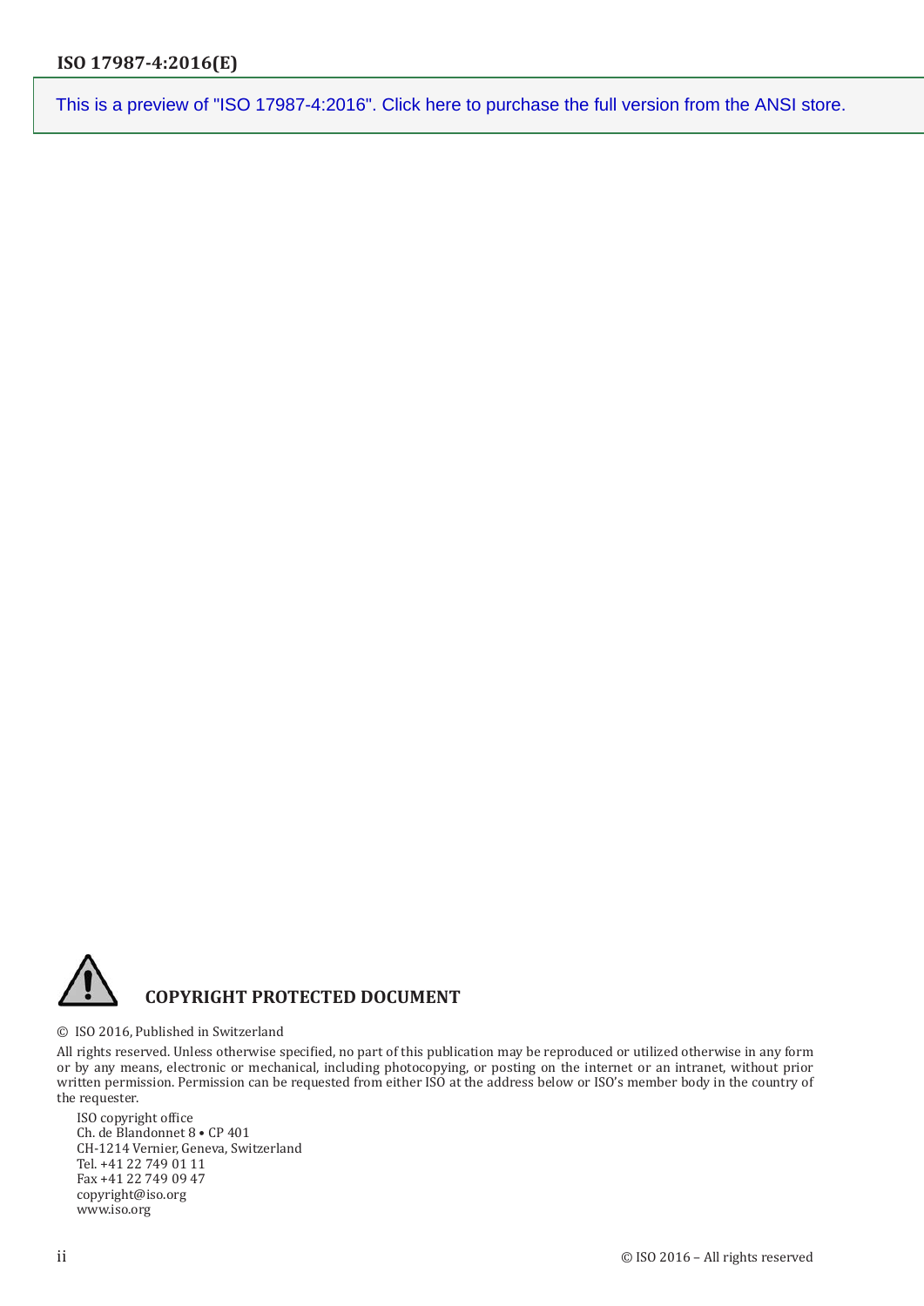This is a preview of "ISO 17987-4:2016". Click here to purchase the full version from the ANSI store.

**COPYRIGHT PROTECTED DOCUMENT**

© ISO 2016, Published in Switzerland

All rights reserved. Unless otherwise specified, no part of this publication may be reproduced or utilized otherwise in any form or by any means, electronic or mechanical, including photocopying, or posting on the internet or an intranet, without prior written permission. Permission can be requested from either ISO at the address below or ISO's member body in the country of the requester.

ISO copyright office
Ch. de Blandonnet 8 • CP 401
CH-1214 Vernier, Geneva, Switzerland
Tel. +41 22 749 01 11
Fax +41 22 749 09 47
copyright@iso.org
www.iso.org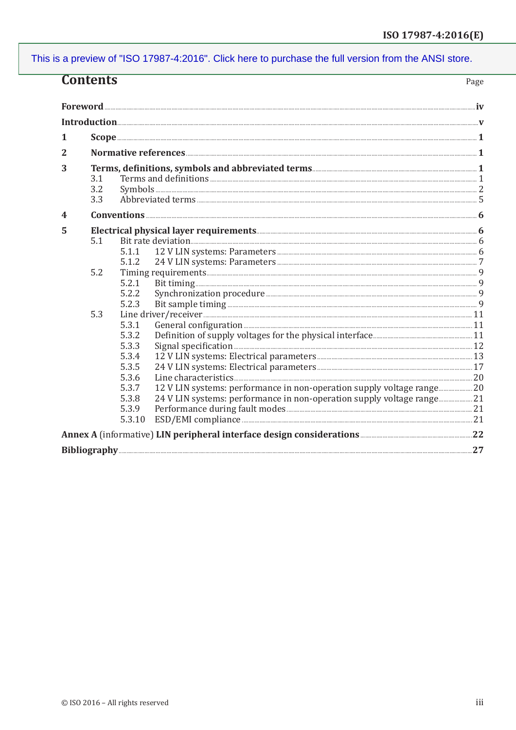This is a preview of "ISO 17987-4:2016". Click here to purchase the full version from the ANSI store.

# Contents

Page

**Foreword** ..... **iv**

**Introduction** ..... **v**

**1 Scope** ..... **1**

**2 Normative references** ..... **1**

**3 Terms, definitions, symbols and abbreviated terms** ..... **1**
- 3.1 Terms and definitions ..... 1
- 3.2 Symbols ..... 2
- 3.3 Abbreviated terms ..... 5

**4 Conventions** ..... **6**

**5 Electrical physical layer requirements** ..... **6**
- 5.1 Bit rate deviation ..... 6
  - 5.1.1 12 V LIN systems: Parameters ..... 6
  - 5.1.2 24 V LIN systems: Parameters ..... 7
- 5.2 Timing requirements ..... 9
  - 5.2.1 Bit timing ..... 9
  - 5.2.2 Synchronization procedure ..... 9
  - 5.2.3 Bit sample timing ..... 9
- 5.3 Line driver/receiver ..... 11
  - 5.3.1 General configuration ..... 11
  - 5.3.2 Definition of supply voltages for the physical interface ..... 11
  - 5.3.3 Signal specification ..... 12
  - 5.3.4 12 V LIN systems: Electrical parameters ..... 13
  - 5.3.5 24 V LIN systems: Electrical parameters ..... 17
  - 5.3.6 Line characteristics ..... 20
  - 5.3.7 12 V LIN systems: performance in non-operation supply voltage range ..... 20
  - 5.3.8 24 V LIN systems: performance in non-operation supply voltage range ..... 21
  - 5.3.9 Performance during fault modes ..... 21
  - 5.3.10 ESD/EMI compliance ..... 21

**Annex A** (informative) **LIN peripheral interface design considerations** ..... **22**

**Bibliography** ..... **27**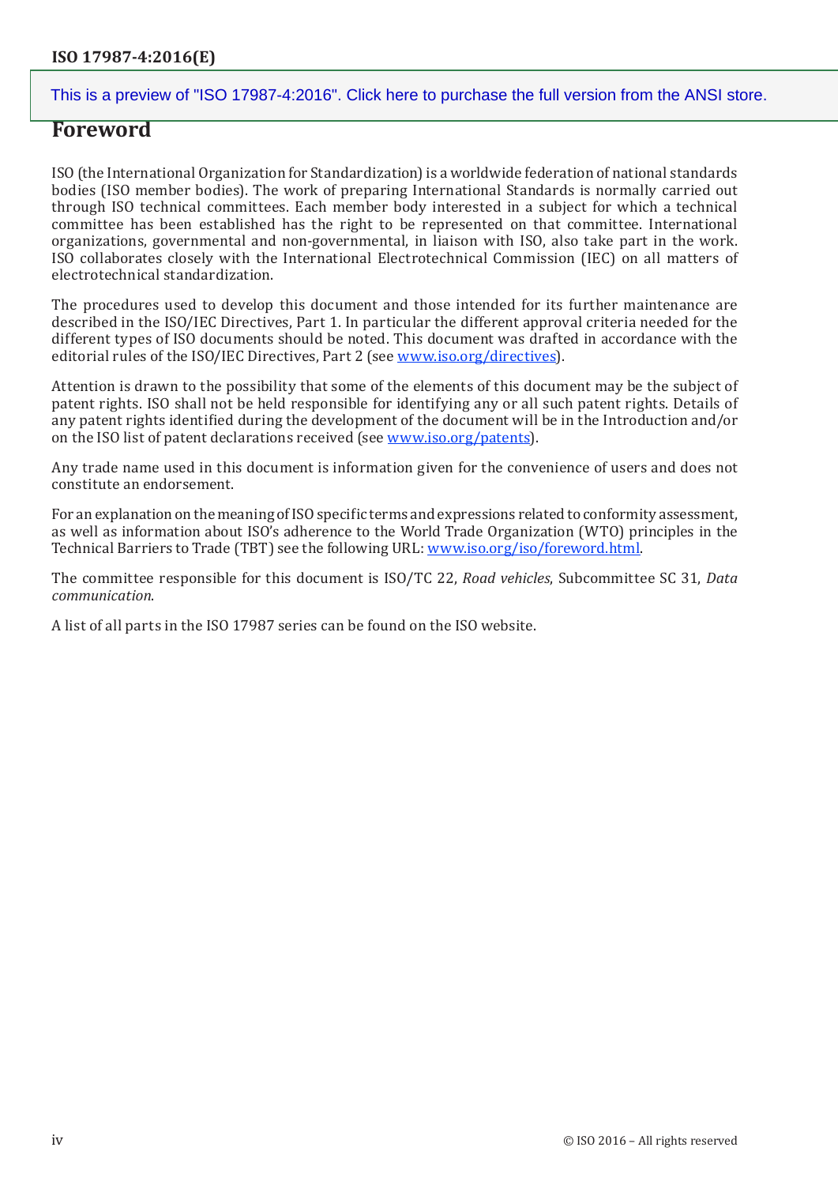# Foreword

ISO (the International Organization for Standardization) is a worldwide federation of national standards bodies (ISO member bodies). The work of preparing International Standards is normally carried out through ISO technical committees. Each member body interested in a subject for which a technical committee has been established has the right to be represented on that committee. International organizations, governmental and non-governmental, in liaison with ISO, also take part in the work. ISO collaborates closely with the International Electrotechnical Commission (IEC) on all matters of electrotechnical standardization.

The procedures used to develop this document and those intended for its further maintenance are described in the ISO/IEC Directives, Part 1. In particular the different approval criteria needed for the different types of ISO documents should be noted. This document was drafted in accordance with the editorial rules of the ISO/IEC Directives, Part 2 (see www.iso.org/directives).

Attention is drawn to the possibility that some of the elements of this document may be the subject of patent rights. ISO shall not be held responsible for identifying any or all such patent rights. Details of any patent rights identified during the development of the document will be in the Introduction and/or on the ISO list of patent declarations received (see www.iso.org/patents).

Any trade name used in this document is information given for the convenience of users and does not constitute an endorsement.

For an explanation on the meaning of ISO specific terms and expressions related to conformity assessment, as well as information about ISO's adherence to the World Trade Organization (WTO) principles in the Technical Barriers to Trade (TBT) see the following URL: www.iso.org/iso/foreword.html.

The committee responsible for this document is ISO/TC 22, *Road vehicles*, Subcommittee SC 31, *Data communication*.

A list of all parts in the ISO 17987 series can be found on the ISO website.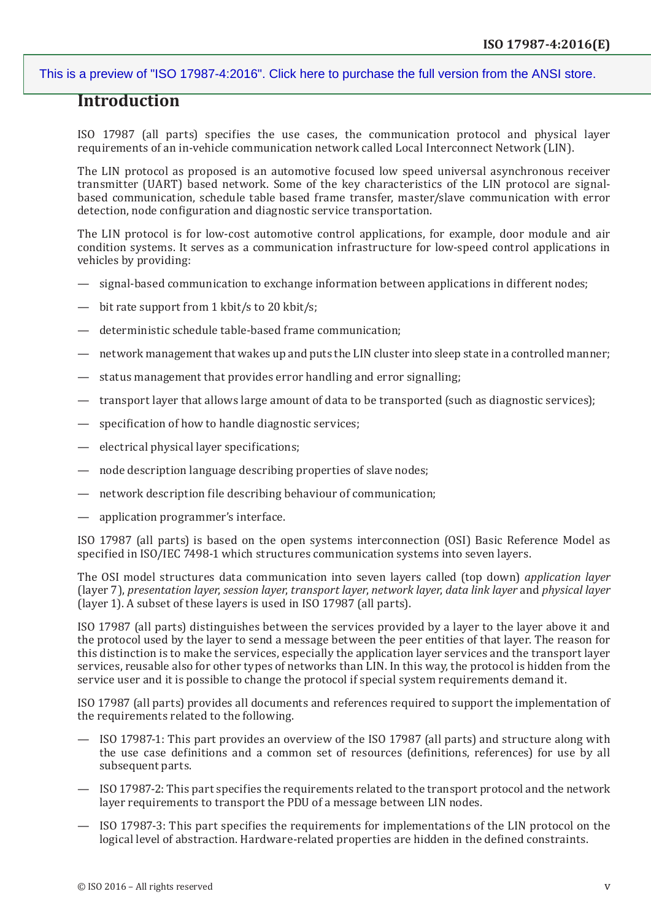## Introduction

ISO 17987 (all parts) specifies the use cases, the communication protocol and physical layer requirements of an in-vehicle communication network called Local Interconnect Network (LIN).

The LIN protocol as proposed is an automotive focused low speed universal asynchronous receiver transmitter (UART) based network. Some of the key characteristics of the LIN protocol are signal-based communication, schedule table based frame transfer, master/slave communication with error detection, node configuration and diagnostic service transportation.

The LIN protocol is for low-cost automotive control applications, for example, door module and air condition systems. It serves as a communication infrastructure for low-speed control applications in vehicles by providing:

— signal-based communication to exchange information between applications in different nodes;

— bit rate support from 1 kbit/s to 20 kbit/s;

— deterministic schedule table-based frame communication;

— network management that wakes up and puts the LIN cluster into sleep state in a controlled manner;

— status management that provides error handling and error signalling;

— transport layer that allows large amount of data to be transported (such as diagnostic services);

— specification of how to handle diagnostic services;

— electrical physical layer specifications;

— node description language describing properties of slave nodes;

— network description file describing behaviour of communication;

— application programmer's interface.

ISO 17987 (all parts) is based on the open systems interconnection (OSI) Basic Reference Model as specified in ISO/IEC 7498-1 which structures communication systems into seven layers.

The OSI model structures data communication into seven layers called (top down) *application layer* (layer 7), *presentation layer*, *session layer*, *transport layer*, *network layer*, *data link layer* and *physical layer* (layer 1). A subset of these layers is used in ISO 17987 (all parts).

ISO 17987 (all parts) distinguishes between the services provided by a layer to the layer above it and the protocol used by the layer to send a message between the peer entities of that layer. The reason for this distinction is to make the services, especially the application layer services and the transport layer services, reusable also for other types of networks than LIN. In this way, the protocol is hidden from the service user and it is possible to change the protocol if special system requirements demand it.

ISO 17987 (all parts) provides all documents and references required to support the implementation of the requirements related to the following.

— ISO 17987-1: This part provides an overview of the ISO 17987 (all parts) and structure along with the use case definitions and a common set of resources (definitions, references) for use by all subsequent parts.

— ISO 17987-2: This part specifies the requirements related to the transport protocol and the network layer requirements to transport the PDU of a message between LIN nodes.

— ISO 17987-3: This part specifies the requirements for implementations of the LIN protocol on the logical level of abstraction. Hardware-related properties are hidden in the defined constraints.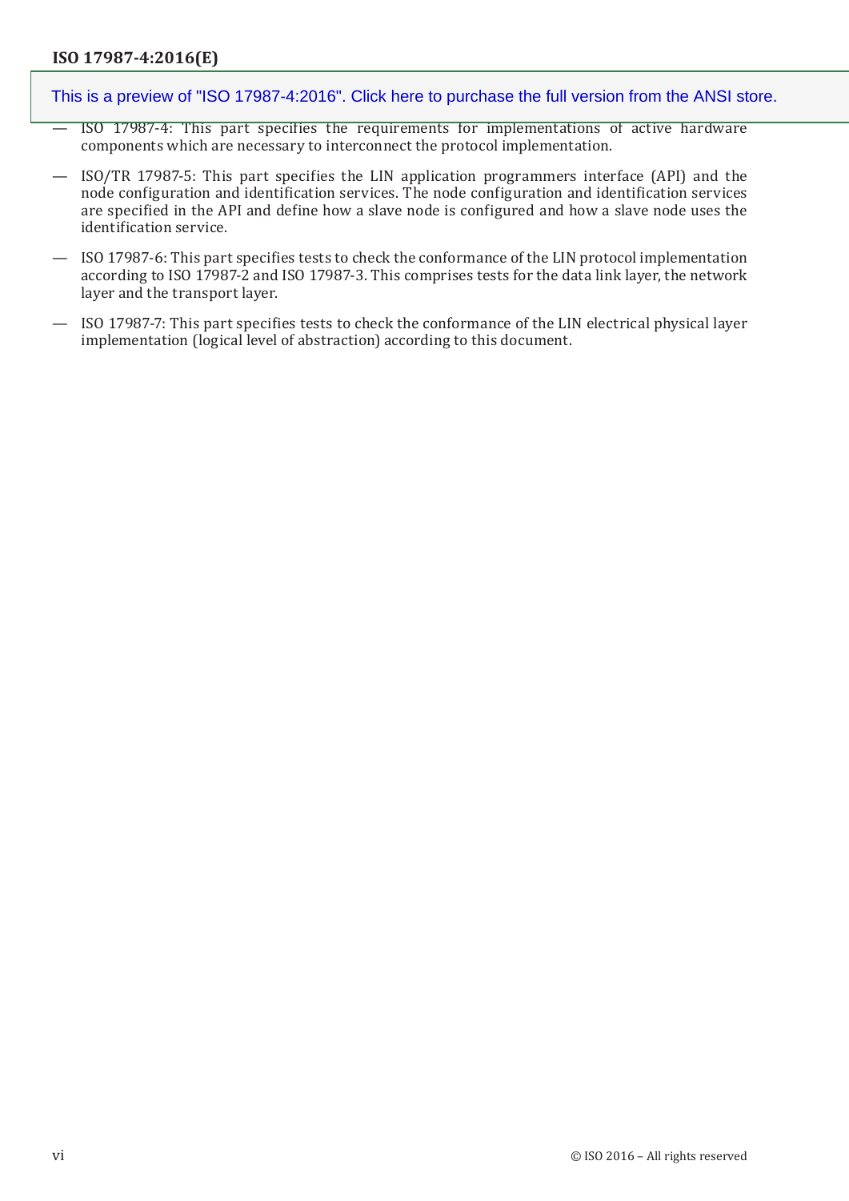- ISO 17987-4: This part specifies the requirements for implementations of active hardware components which are necessary to interconnect the protocol implementation.
- ISO/TR 17987-5: This part specifies the LIN application programmers interface (API) and the node configuration and identification services. The node configuration and identification services are specified in the API and define how a slave node is configured and how a slave node uses the identification service.
- ISO 17987-6: This part specifies tests to check the conformance of the LIN protocol implementation according to ISO 17987-2 and ISO 17987-3. This comprises tests for the data link layer, the network layer and the transport layer.
- ISO 17987-7: This part specifies tests to check the conformance of the LIN electrical physical layer implementation (logical level of abstraction) according to this document.